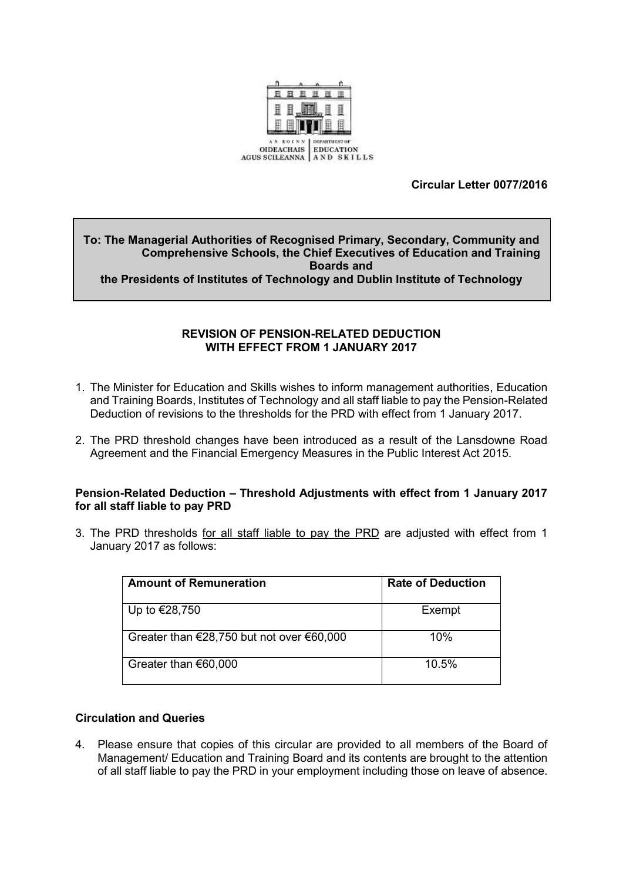AN ROINN OIDEACHAIS AGUS SCILEANNA | DEPARTMENT OF EDUCATION AND SKILLS

**Circular Letter 0077/2016**

**To: The Managerial Authorities of Recognised Primary, Secondary, Community and Comprehensive Schools, the Chief Executives of Education and Training Boards and the Presidents of Institutes of Technology and Dublin Institute of Technology**

## REVISION OF PENSION-RELATED DEDUCTION WITH EFFECT FROM 1 JANUARY 2017

1. The Minister for Education and Skills wishes to inform management authorities, Education and Training Boards, Institutes of Technology and all staff liable to pay the Pension-Related Deduction of revisions to the thresholds for the PRD with effect from 1 January 2017.

2. The PRD threshold changes have been introduced as a result of the Lansdowne Road Agreement and the Financial Emergency Measures in the Public Interest Act 2015.

### Pension-Related Deduction – Threshold Adjustments with effect from 1 January 2017 for all staff liable to pay PRD

3. The PRD thresholds for all staff liable to pay the PRD are adjusted with effect from 1 January 2017 as follows:

| Amount of Remuneration | Rate of Deduction |
|---|---|
| Up to €28,750 | Exempt |
| Greater than €28,750 but not over €60,000 | 10% |
| Greater than €60,000 | 10.5% |

### Circulation and Queries

4. Please ensure that copies of this circular are provided to all members of the Board of Management/ Education and Training Board and its contents are brought to the attention of all staff liable to pay the PRD in your employment including those on leave of absence.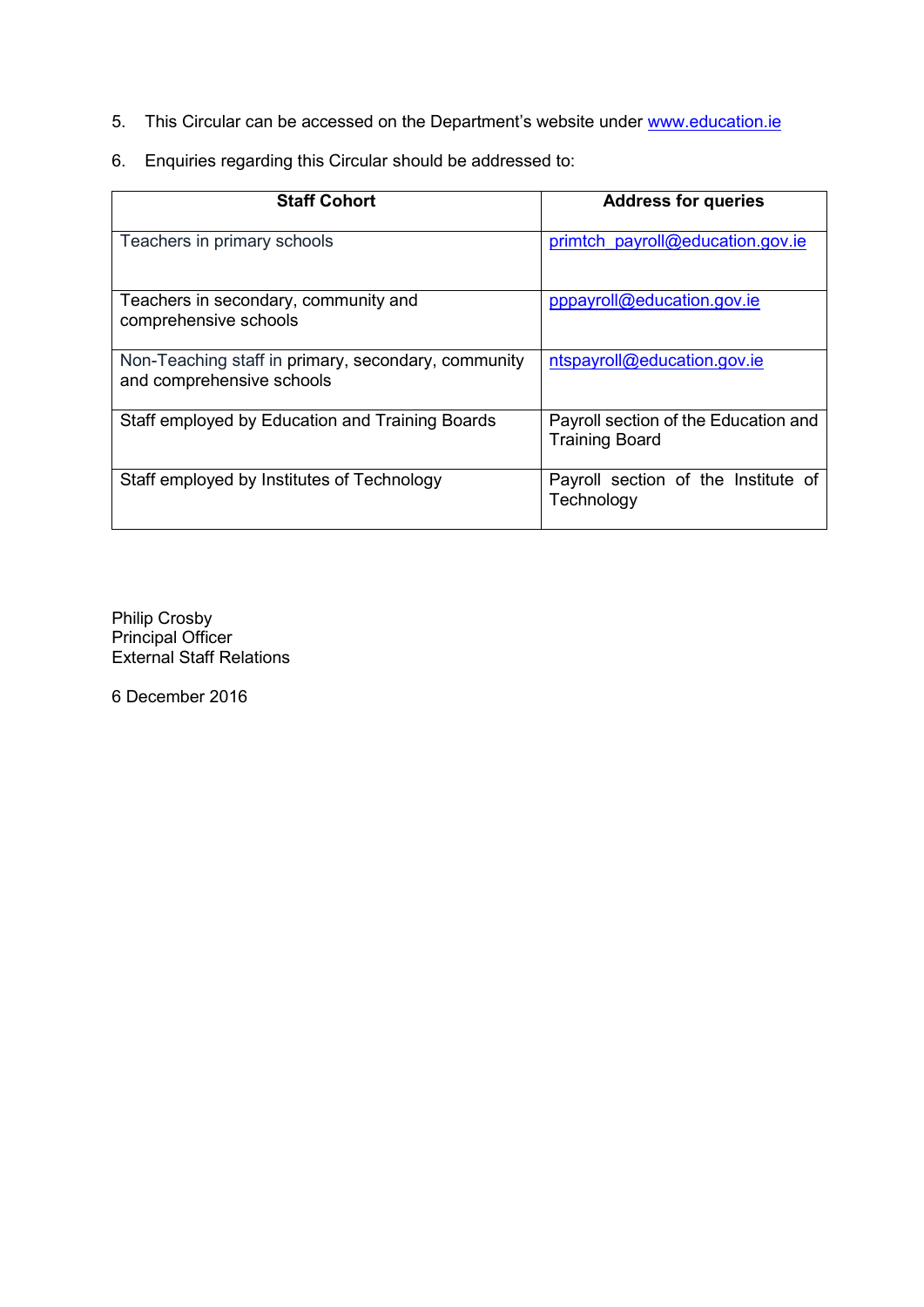5. This Circular can be accessed on the Department's website under www.education.ie

6. Enquiries regarding this Circular should be addressed to:

| Staff Cohort | Address for queries |
|---|---|
| Teachers in primary schools | primtch_payroll@education.gov.ie |
| Teachers in secondary, community and comprehensive schools | pppayroll@education.gov.ie |
| Non-Teaching staff in primary, secondary, community and comprehensive schools | ntspayroll@education.gov.ie |
| Staff employed by Education and Training Boards | Payroll section of the Education and Training Board |
| Staff employed by Institutes of Technology | Payroll section of the Institute of Technology |

Philip Crosby
Principal Officer
External Staff Relations

6 December 2016